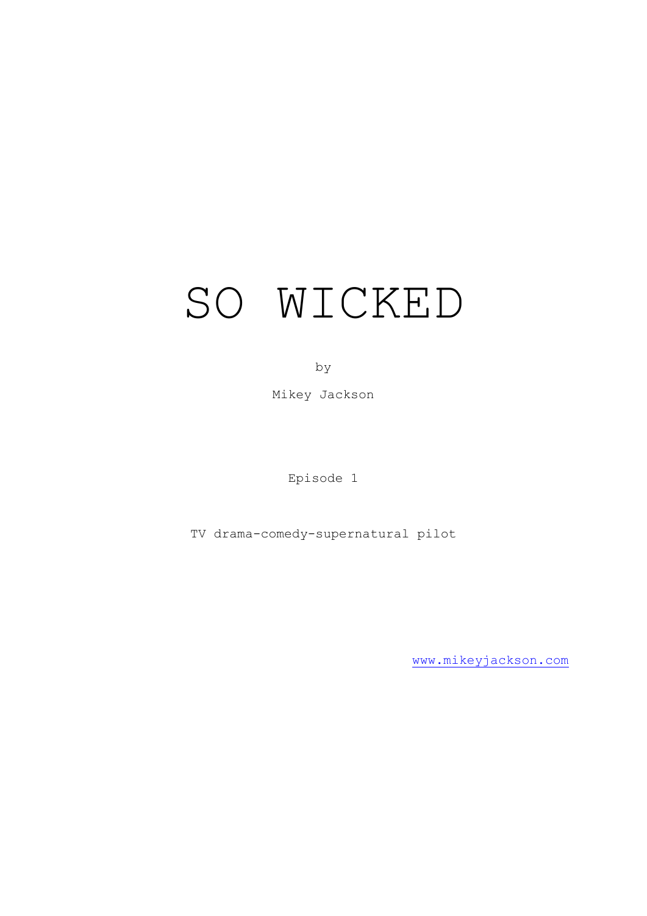# SO WICKED

by

Mikey Jackson

Episode 1

TV drama-comedy-supernatural pilot

www.mikeyjackson.com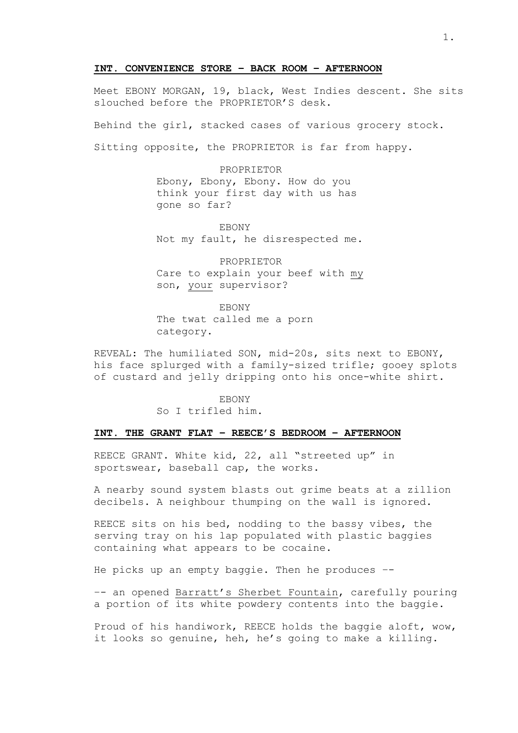**INT. CONVENIENCE STORE – BACK ROOM – AFTERNOON**

Meet EBONY MORGAN, 19, black, West Indies descent. She sits slouched before the PROPRIETOR'S desk.

Behind the girl, stacked cases of various grocery stock.

Sitting opposite, the PROPRIETOR is far from happy.

PROPRIETOR
Ebony, Ebony, Ebony. How do you think your first day with us has gone so far?

EBONY
Not my fault, he disrespected me.

PROPRIETOR
Care to explain your beef with <u>my</u> son, <u>your</u> supervisor?

EBONY
The twat called me a porn category.

REVEAL: The humiliated SON, mid-20s, sits next to EBONY, his face splurged with a family-sized trifle; gooey splots of custard and jelly dripping onto his once-white shirt.

EBONY
So I trifled him.

**INT. THE GRANT FLAT – REECE'S BEDROOM – AFTERNOON**

REECE GRANT. White kid, 22, all "streeted up" in sportswear, baseball cap, the works.

A nearby sound system blasts out grime beats at a zillion decibels. A neighbour thumping on the wall is ignored.

REECE sits on his bed, nodding to the bassy vibes, the serving tray on his lap populated with plastic baggies containing what appears to be cocaine.

He picks up an empty baggie. Then he produces --

-- an opened <u>Barratt's Sherbet Fountain</u>, carefully pouring a portion of its white powdery contents into the baggie.

Proud of his handiwork, REECE holds the baggie aloft, wow, it looks so genuine, heh, he's going to make a killing.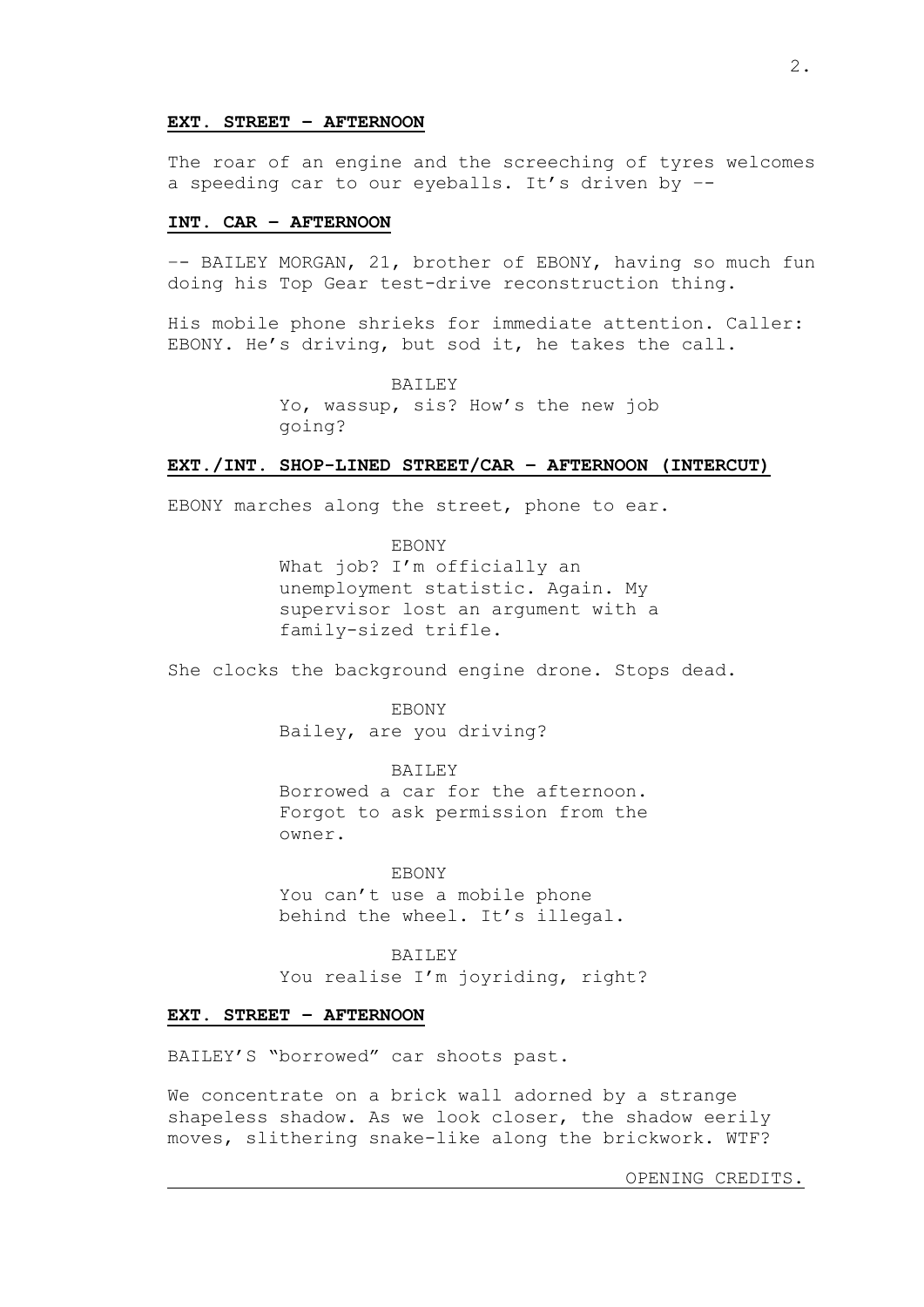**EXT. STREET – AFTERNOON**

The roar of an engine and the screeching of tyres welcomes a speeding car to our eyeballs. It's driven by ––

**INT. CAR – AFTERNOON**

–– BAILEY MORGAN, 21, brother of EBONY, having so much fun doing his Top Gear test-drive reconstruction thing.

His mobile phone shrieks for immediate attention. Caller: EBONY. He's driving, but sod it, he takes the call.

BAILEY

Yo, wassup, sis? How's the new job going?

**EXT./INT. SHOP-LINED STREET/CAR – AFTERNOON (INTERCUT)**

EBONY marches along the street, phone to ear.

EBONY

What job? I'm officially an unemployment statistic. Again. My supervisor lost an argument with a family-sized trifle.

She clocks the background engine drone. Stops dead.

EBONY

Bailey, are you driving?

BAILEY

Borrowed a car for the afternoon. Forgot to ask permission from the owner.

EBONY

You can't use a mobile phone behind the wheel. It's illegal.

BAILEY

You realise I'm joyriding, right?

**EXT. STREET – AFTERNOON**

BAILEY'S "borrowed" car shoots past.

We concentrate on a brick wall adorned by a strange shapeless shadow. As we look closer, the shadow eerily moves, slithering snake-like along the brickwork. WTF?

OPENING CREDITS.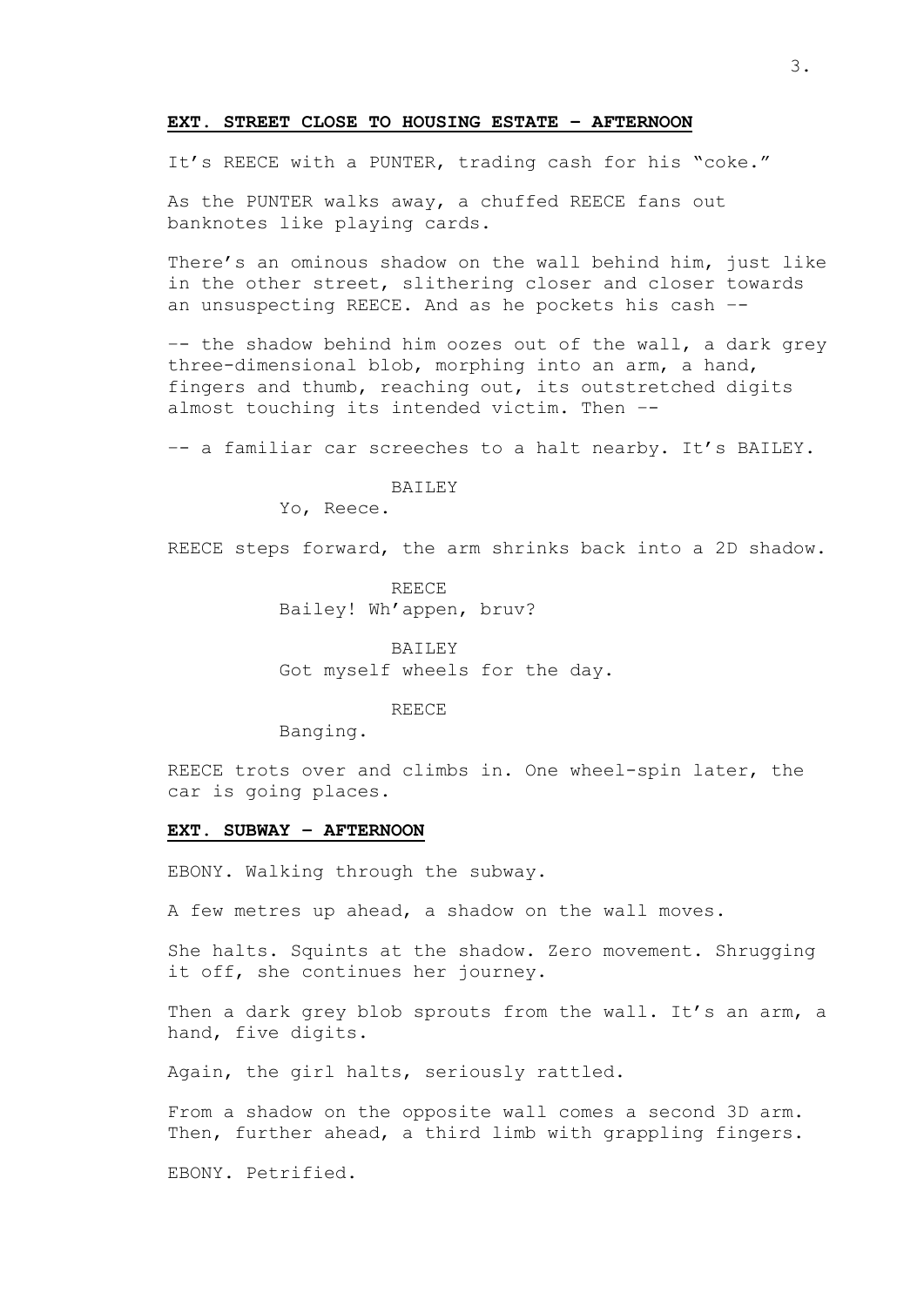**EXT. STREET CLOSE TO HOUSING ESTATE – AFTERNOON**

It's REECE with a PUNTER, trading cash for his "coke."

As the PUNTER walks away, a chuffed REECE fans out banknotes like playing cards.

There's an ominous shadow on the wall behind him, just like in the other street, slithering closer and closer towards an unsuspecting REECE. And as he pockets his cash --

-- the shadow behind him oozes out of the wall, a dark grey three-dimensional blob, morphing into an arm, a hand, fingers and thumb, reaching out, its outstretched digits almost touching its intended victim. Then --

-- a familiar car screeches to a halt nearby. It's BAILEY.

BAILEY
Yo, Reece.

REECE steps forward, the arm shrinks back into a 2D shadow.

REECE
Bailey! Wh'appen, bruv?

BAILEY
Got myself wheels for the day.

REECE
Banging.

REECE trots over and climbs in. One wheel-spin later, the car is going places.

**EXT. SUBWAY – AFTERNOON**

EBONY. Walking through the subway.

A few metres up ahead, a shadow on the wall moves.

She halts. Squints at the shadow. Zero movement. Shrugging it off, she continues her journey.

Then a dark grey blob sprouts from the wall. It's an arm, a hand, five digits.

Again, the girl halts, seriously rattled.

From a shadow on the opposite wall comes a second 3D arm. Then, further ahead, a third limb with grappling fingers.

EBONY. Petrified.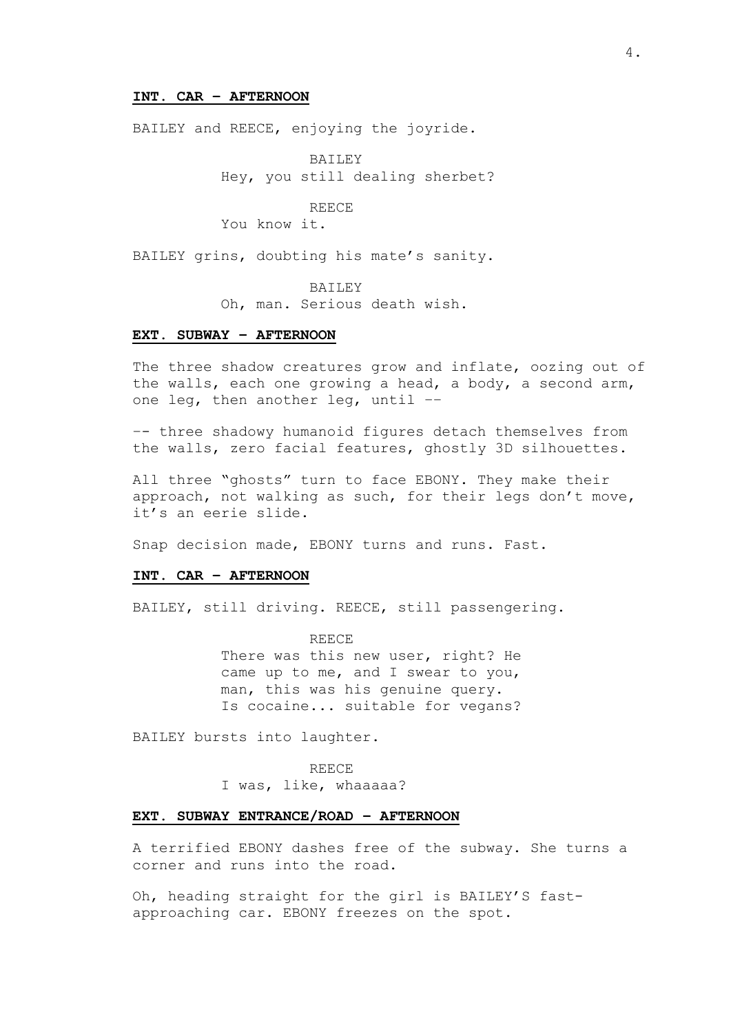**INT. CAR – AFTERNOON**

BAILEY and REECE, enjoying the joyride.

BAILEY
Hey, you still dealing sherbet?

REECE
You know it.

BAILEY grins, doubting his mate's sanity.

BAILEY
Oh, man. Serious death wish.

**EXT. SUBWAY – AFTERNOON**

The three shadow creatures grow and inflate, oozing out of the walls, each one growing a head, a body, a second arm, one leg, then another leg, until --

-- three shadowy humanoid figures detach themselves from the walls, zero facial features, ghostly 3D silhouettes.

All three "ghosts" turn to face EBONY. They make their approach, not walking as such, for their legs don't move, it's an eerie slide.

Snap decision made, EBONY turns and runs. Fast.

**INT. CAR – AFTERNOON**

BAILEY, still driving. REECE, still passengering.

REECE
There was this new user, right? He came up to me, and I swear to you, man, this was his genuine query. Is cocaine... suitable for vegans?

BAILEY bursts into laughter.

REECE
I was, like, whaaaaa?

**EXT. SUBWAY ENTRANCE/ROAD – AFTERNOON**

A terrified EBONY dashes free of the subway. She turns a corner and runs into the road.

Oh, heading straight for the girl is BAILEY'S fast-approaching car. EBONY freezes on the spot.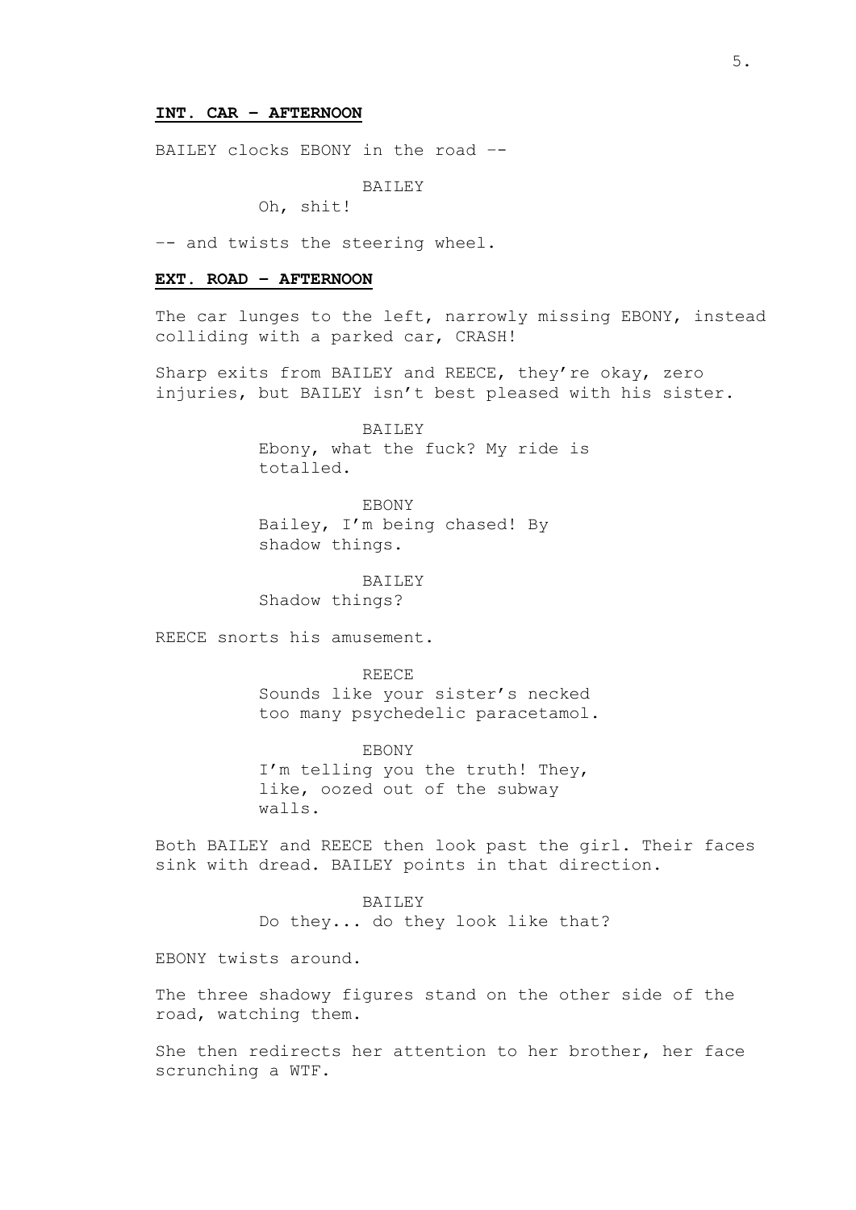**INT. CAR – AFTERNOON**

BAILEY clocks EBONY in the road –-

BAILEY
Oh, shit!

–- and twists the steering wheel.

**EXT. ROAD – AFTERNOON**

The car lunges to the left, narrowly missing EBONY, instead colliding with a parked car, CRASH!

Sharp exits from BAILEY and REECE, they're okay, zero injuries, but BAILEY isn't best pleased with his sister.

BAILEY
Ebony, what the fuck? My ride is totalled.

EBONY
Bailey, I'm being chased! By shadow things.

BAILEY
Shadow things?

REECE snorts his amusement.

REECE
Sounds like your sister's necked too many psychedelic paracetamol.

EBONY
I'm telling you the truth! They, like, oozed out of the subway walls.

Both BAILEY and REECE then look past the girl. Their faces sink with dread. BAILEY points in that direction.

BAILEY
Do they... do they look like that?

EBONY twists around.

The three shadowy figures stand on the other side of the road, watching them.

She then redirects her attention to her brother, her face scrunching a WTF.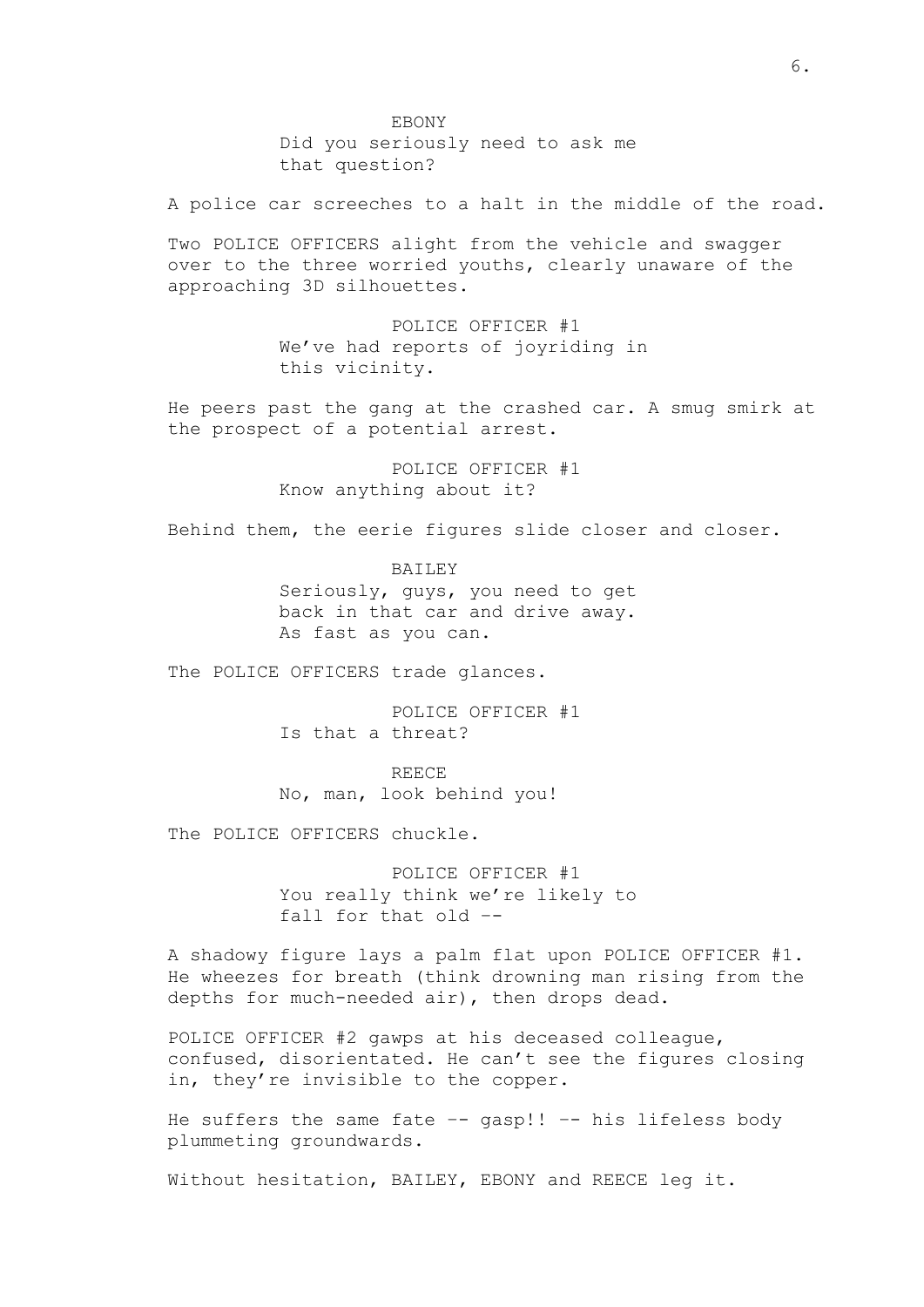EBONY

Did you seriously need to ask me that question?

A police car screeches to a halt in the middle of the road.

Two POLICE OFFICERS alight from the vehicle and swagger over to the three worried youths, clearly unaware of the approaching 3D silhouettes.

POLICE OFFICER #1

We've had reports of joyriding in this vicinity.

He peers past the gang at the crashed car. A smug smirk at the prospect of a potential arrest.

POLICE OFFICER #1

Know anything about it?

Behind them, the eerie figures slide closer and closer.

BAILEY

Seriously, guys, you need to get back in that car and drive away. As fast as you can.

The POLICE OFFICERS trade glances.

POLICE OFFICER #1

Is that a threat?

REECE

No, man, look behind you!

The POLICE OFFICERS chuckle.

POLICE OFFICER #1

You really think we're likely to fall for that old --

A shadowy figure lays a palm flat upon POLICE OFFICER #1. He wheezes for breath (think drowning man rising from the depths for much-needed air), then drops dead.

POLICE OFFICER #2 gawps at his deceased colleague, confused, disorientated. He can't see the figures closing in, they're invisible to the copper.

He suffers the same fate -- gasp!! -- his lifeless body plummeting groundwards.

Without hesitation, BAILEY, EBONY and REECE leg it.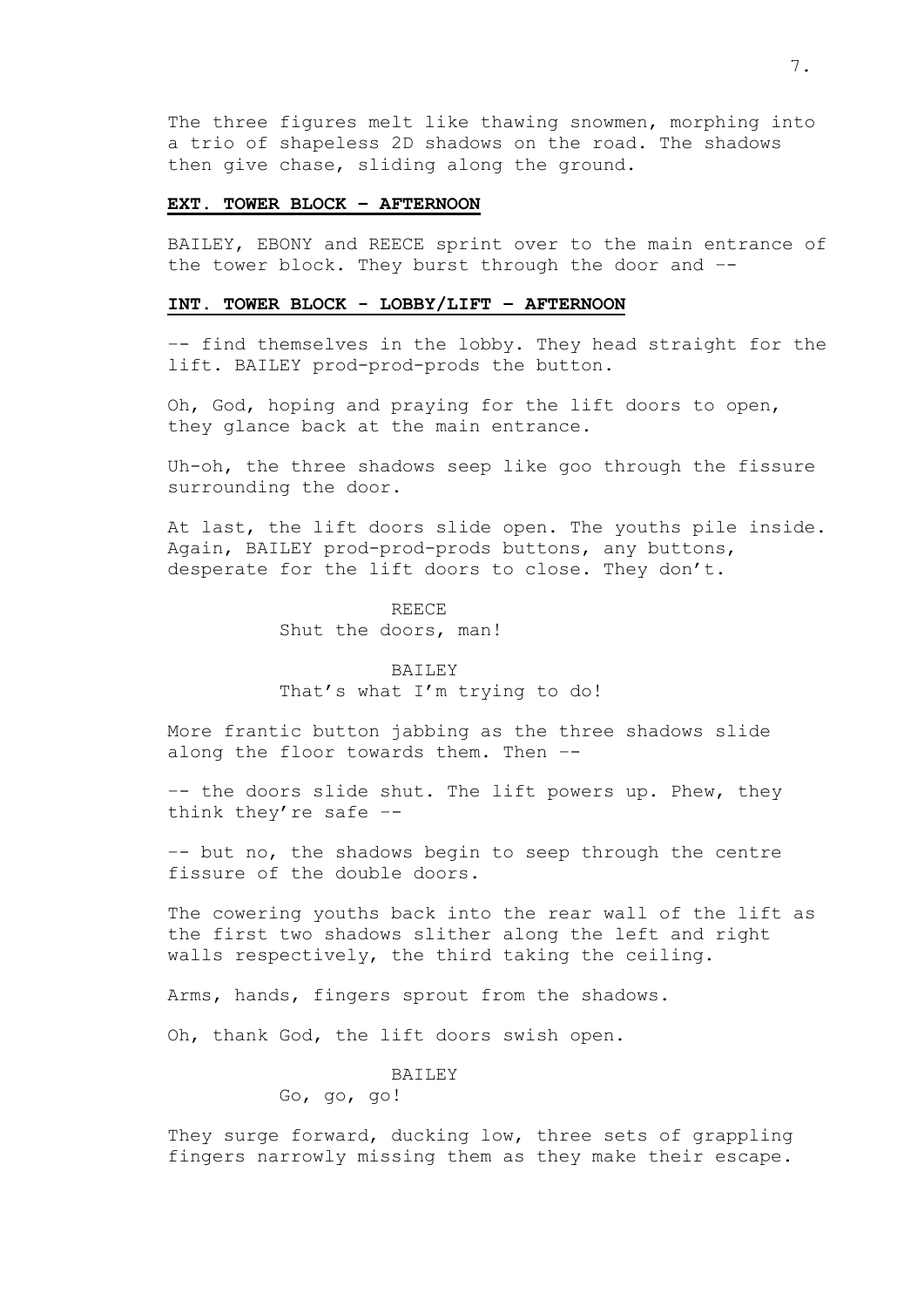The three figures melt like thawing snowmen, morphing into a trio of shapeless 2D shadows on the road. The shadows then give chase, sliding along the ground.

**EXT. TOWER BLOCK – AFTERNOON**

BAILEY, EBONY and REECE sprint over to the main entrance of the tower block. They burst through the door and --

**INT. TOWER BLOCK - LOBBY/LIFT – AFTERNOON**

-- find themselves in the lobby. They head straight for the lift. BAILEY prod-prod-prods the button.

Oh, God, hoping and praying for the lift doors to open, they glance back at the main entrance.

Uh-oh, the three shadows seep like goo through the fissure surrounding the door.

At last, the lift doors slide open. The youths pile inside. Again, BAILEY prod-prod-prods buttons, any buttons, desperate for the lift doors to close. They don't.

REECE
Shut the doors, man!

BAILEY
That's what I'm trying to do!

More frantic button jabbing as the three shadows slide along the floor towards them. Then --

-- the doors slide shut. The lift powers up. Phew, they think they're safe --

-- but no, the shadows begin to seep through the centre fissure of the double doors.

The cowering youths back into the rear wall of the lift as the first two shadows slither along the left and right walls respectively, the third taking the ceiling.

Arms, hands, fingers sprout from the shadows.

Oh, thank God, the lift doors swish open.

BAILEY
Go, go, go!

They surge forward, ducking low, three sets of grappling fingers narrowly missing them as they make their escape.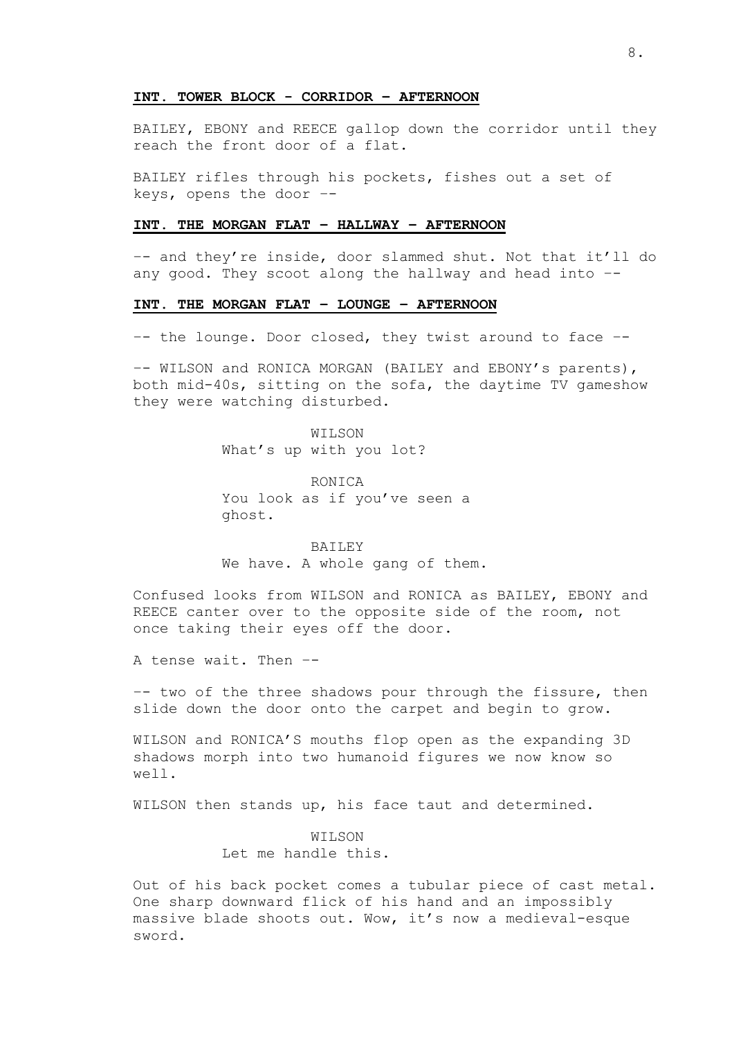**INT. TOWER BLOCK - CORRIDOR – AFTERNOON**

BAILEY, EBONY and REECE gallop down the corridor until they reach the front door of a flat.

BAILEY rifles through his pockets, fishes out a set of keys, opens the door --

**INT. THE MORGAN FLAT – HALLWAY – AFTERNOON**

-- and they're inside, door slammed shut. Not that it'll do any good. They scoot along the hallway and head into --

**INT. THE MORGAN FLAT – LOUNGE – AFTERNOON**

-- the lounge. Door closed, they twist around to face --

-- WILSON and RONICA MORGAN (BAILEY and EBONY's parents), both mid-40s, sitting on the sofa, the daytime TV gameshow they were watching disturbed.

WILSON
What's up with you lot?

RONICA
You look as if you've seen a ghost.

BAILEY
We have. A whole gang of them.

Confused looks from WILSON and RONICA as BAILEY, EBONY and REECE canter over to the opposite side of the room, not once taking their eyes off the door.

A tense wait. Then --

-- two of the three shadows pour through the fissure, then slide down the door onto the carpet and begin to grow.

WILSON and RONICA'S mouths flop open as the expanding 3D shadows morph into two humanoid figures we now know so well.

WILSON then stands up, his face taut and determined.

WILSON
Let me handle this.

Out of his back pocket comes a tubular piece of cast metal. One sharp downward flick of his hand and an impossibly massive blade shoots out. Wow, it's now a medieval-esque sword.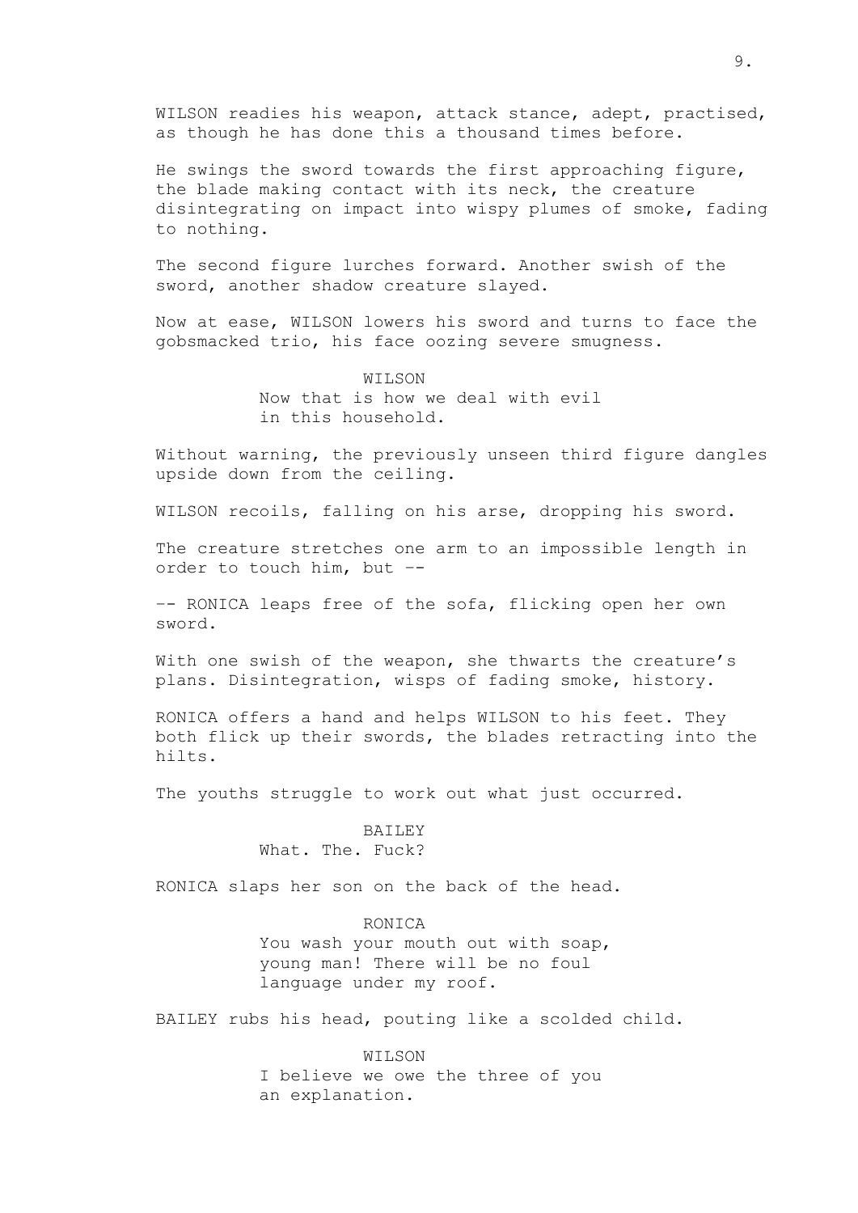WILSON readies his weapon, attack stance, adept, practised, as though he has done this a thousand times before.

He swings the sword towards the first approaching figure, the blade making contact with its neck, the creature disintegrating on impact into wispy plumes of smoke, fading to nothing.

The second figure lurches forward. Another swish of the sword, another shadow creature slayed.

Now at ease, WILSON lowers his sword and turns to face the gobsmacked trio, his face oozing severe smugness.

WILSON
Now that is how we deal with evil in this household.

Without warning, the previously unseen third figure dangles upside down from the ceiling.

WILSON recoils, falling on his arse, dropping his sword.

The creature stretches one arm to an impossible length in order to touch him, but --

-- RONICA leaps free of the sofa, flicking open her own sword.

With one swish of the weapon, she thwarts the creature's plans. Disintegration, wisps of fading smoke, history.

RONICA offers a hand and helps WILSON to his feet. They both flick up their swords, the blades retracting into the hilts.

The youths struggle to work out what just occurred.

BAILEY
What. The. Fuck?

RONICA slaps her son on the back of the head.

RONICA
You wash your mouth out with soap, young man! There will be no foul language under my roof.

BAILEY rubs his head, pouting like a scolded child.

WILSON
I believe we owe the three of you an explanation.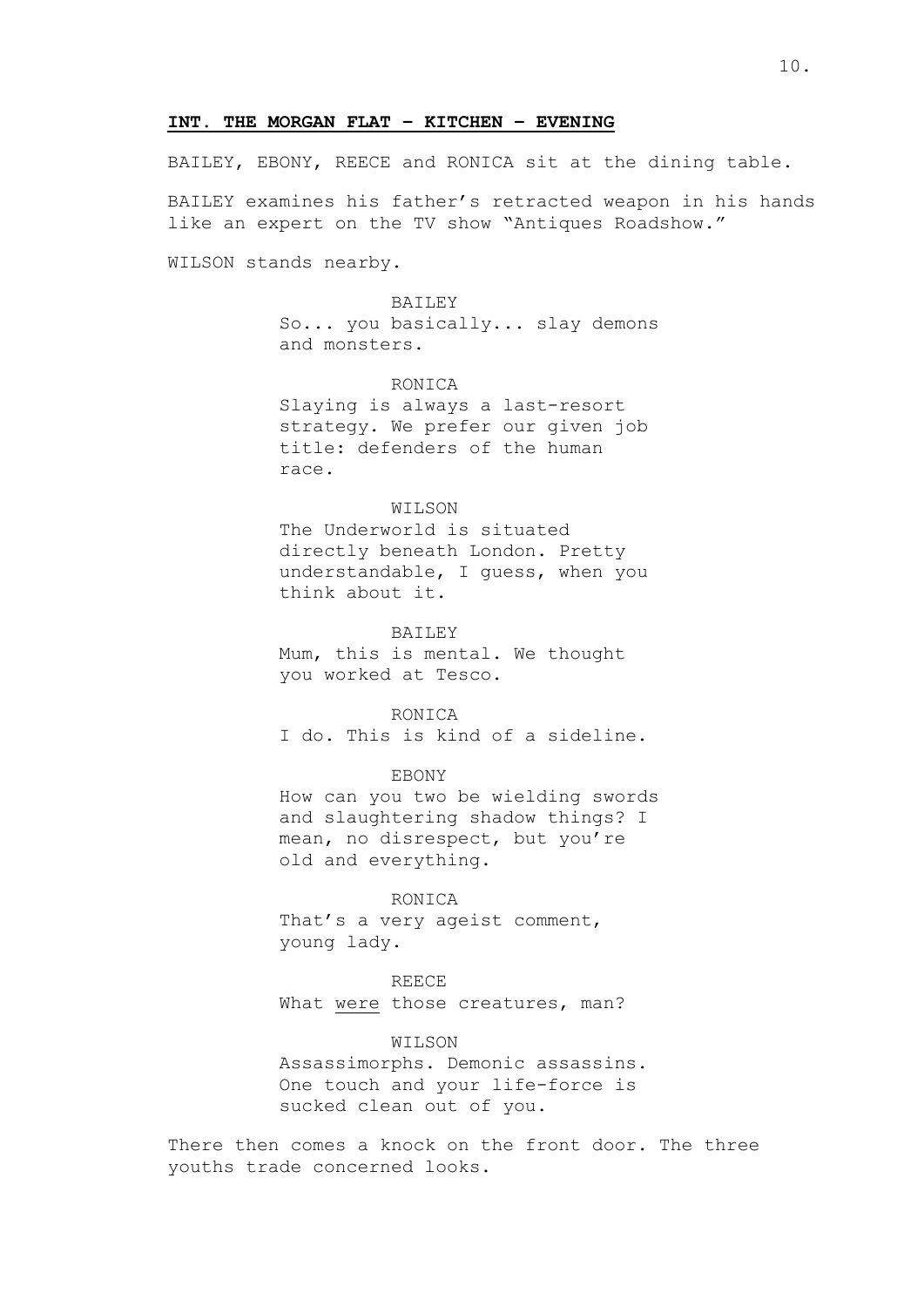**INT. THE MORGAN FLAT – KITCHEN – EVENING**

BAILEY, EBONY, REECE and RONICA sit at the dining table.

BAILEY examines his father's retracted weapon in his hands like an expert on the TV show "Antiques Roadshow."

WILSON stands nearby.

BAILEY
So... you basically... slay demons and monsters.

RONICA
Slaying is always a last-resort strategy. We prefer our given job title: defenders of the human race.

WILSON
The Underworld is situated directly beneath London. Pretty understandable, I guess, when you think about it.

BAILEY
Mum, this is mental. We thought you worked at Tesco.

RONICA
I do. This is kind of a sideline.

EBONY
How can you two be wielding swords and slaughtering shadow things? I mean, no disrespect, but you're old and everything.

RONICA
That's a very ageist comment, young lady.

REECE
What were those creatures, man?

WILSON
Assassimorphs. Demonic assassins. One touch and your life-force is sucked clean out of you.

There then comes a knock on the front door. The three youths trade concerned looks.